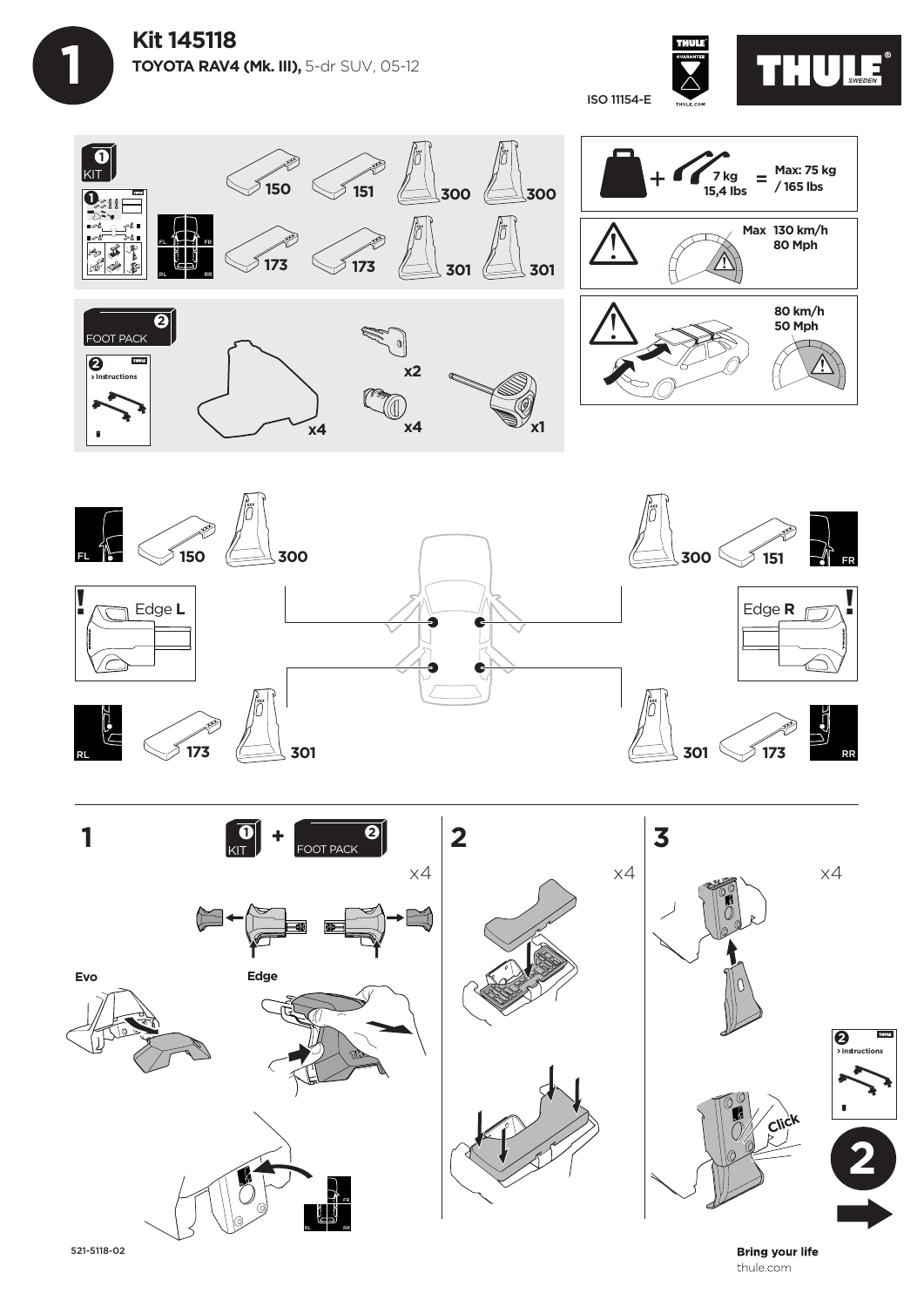# Kit 145118

**TOYOTA RAV4 (Mk. III),** 5-dr SUV, 05-12

ISO 11154-E

THULE SWEDEN

**KIT 1**

150 · 151 · 300 · 300

173 · 173 · 301 · 301

FL · FR · RL · RR

**FOOT PACK 2**

2 > Instructions

x4 · x2 · x4 · x1

7 kg / 15,4 lbs = Max: 75 kg / 165 lbs

Max 130 km/h / 80 Mph

80 km/h / 50 Mph

FL — 150 — 300

FR — 300 — 151

Edge **L**

Edge **R**

RL — 173 — 301

RR — 301 — 173

## 1

KIT 1 + FOOT PACK 2

x4

Evo

Edge

## 2

x4

## 3

x4

Click

2 > Instructions

2

521-5118-02

**Bring your life**

thule.com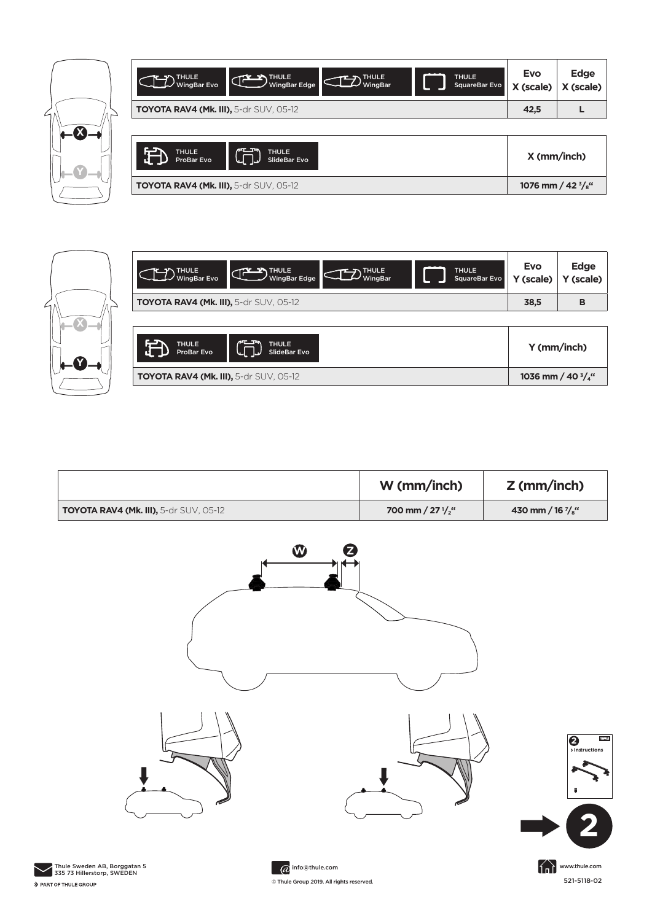| THULE WingBar Evo / THULE WingBar Edge / THULE WingBar / THULE SquareBar Evo | Evo X (scale) | Edge X (scale) |
|---|---|---|
| **TOYOTA RAV4 (Mk. III),** 5-dr SUV, 05-12 | 42,5 | L |

| THULE ProBar Evo / THULE SlideBar Evo | X (mm/inch) |
|---|---|
| **TOYOTA RAV4 (Mk. III),** 5-dr SUV, 05-12 | 1076 mm / 42 3/8" |

| THULE WingBar Evo / THULE WingBar Edge / THULE WingBar / THULE SquareBar Evo | Evo Y (scale) | Edge Y (scale) |
|---|---|---|
| **TOYOTA RAV4 (Mk. III),** 5-dr SUV, 05-12 | 38,5 | B |

| THULE ProBar Evo / THULE SlideBar Evo | Y (mm/inch) |
|---|---|
| **TOYOTA RAV4 (Mk. III),** 5-dr SUV, 05-12 | 1036 mm / 40 3/4" |

| | W (mm/inch) | Z (mm/inch) |
|---|---|---|
| **TOYOTA RAV4 (Mk. III),** 5-dr SUV, 05-12 | 700 mm / 27 1/2" | 430 mm / 16 7/8" |

W

Z

2 > Instructions

2

Thule Sweden AB, Borggatan 5
335 73 Hillerstorp, SWEDEN

PART OF THULE GROUP

info@thule.com

© Thule Group 2019. All rights reserved.

www.thule.com

521-5118-02